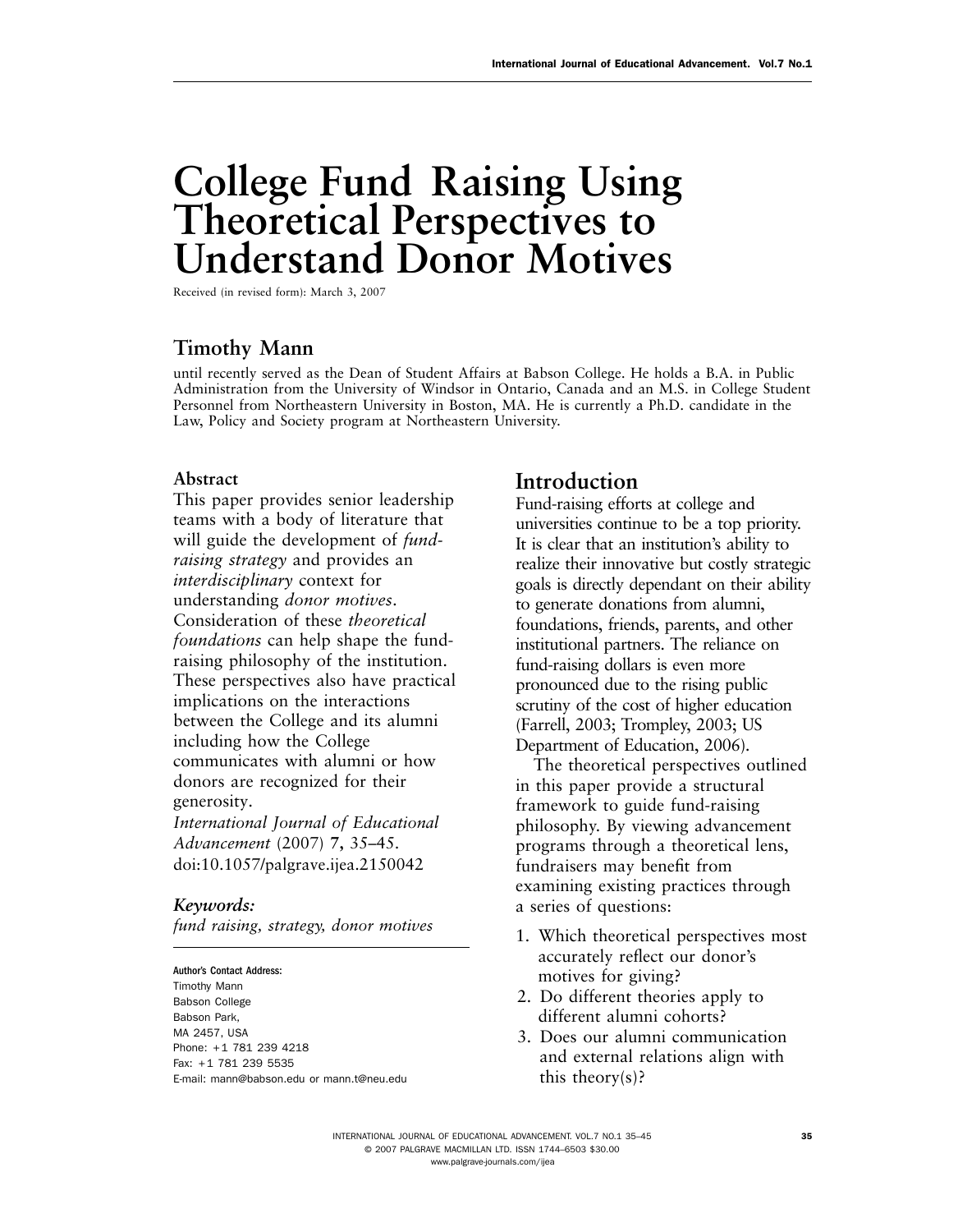# College Fund Raising Using Theoretical Perspectives to Understand Donor Motives

Received (in revised form): March 3, 2007

## Timothy Mann

until recently served as the Dean of Student Affairs at Babson College. He holds a B.A. in Public Administration from the University of Windsor in Ontario, Canada and an M.S. in College Student Personnel from Northeastern University in Boston, MA. He is currently a Ph.D. candidate in the Law, Policy and Society program at Northeastern University.

### Abstract

This paper provides senior leadership teams with a body of literature that will guide the development of *fund-raising strategy* and provides an *interdisciplinary* context for understanding *donor motives*. Consideration of these *theoretical foundations* can help shape the fund-raising philosophy of the institution. These perspectives also have practical implications on the interactions between the College and its alumni including how the College communicates with alumni or how donors are recognized for their generosity.

*International Journal of Educational Advancement* (2007) **7**, 35–45. doi:10.1057/palgrave.ijea.2150042

### *Keywords:*

*fund raising, strategy, donor motives*

**Author's Contact Address:**
Timothy Mann
Babson College
Babson Park,
MA 2457, USA
Phone: +1 781 239 4218
Fax: +1 781 239 5535
E-mail: mann@babson.edu or mann.t@neu.edu

## Introduction

Fund-raising efforts at college and universities continue to be a top priority. It is clear that an institution's ability to realize their innovative but costly strategic goals is directly dependant on their ability to generate donations from alumni, foundations, friends, parents, and other institutional partners. The reliance on fund-raising dollars is even more pronounced due to the rising public scrutiny of the cost of higher education (Farrell, 2003; Trompley, 2003; US Department of Education, 2006).

The theoretical perspectives outlined in this paper provide a structural framework to guide fund-raising philosophy. By viewing advancement programs through a theoretical lens, fundraisers may benefit from examining existing practices through a series of questions:

1. Which theoretical perspectives most accurately reflect our donor's motives for giving?
2. Do different theories apply to different alumni cohorts?
3. Does our alumni communication and external relations align with this theory(s)?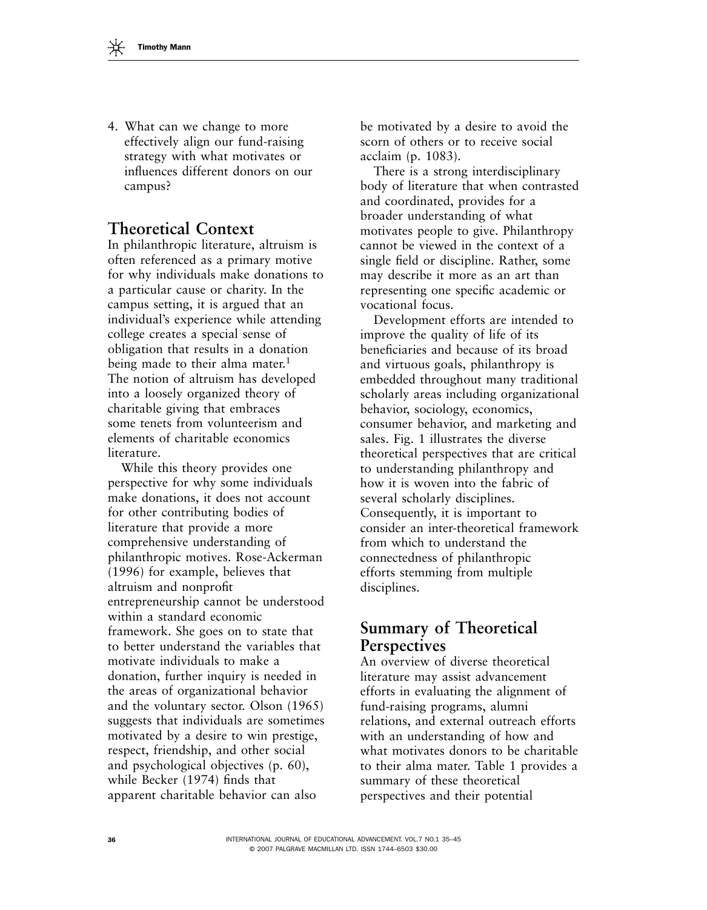4. What can we change to more effectively align our fund-raising strategy with what motivates or influences different donors on our campus?

## Theoretical Context

In philanthropic literature, altruism is often referenced as a primary motive for why individuals make donations to a particular cause or charity. In the campus setting, it is argued that an individual's experience while attending college creates a special sense of obligation that results in a donation being made to their alma mater.[1] The notion of altruism has developed into a loosely organized theory of charitable giving that embraces some tenets from volunteerism and elements of charitable economics literature.

While this theory provides one perspective for why some individuals make donations, it does not account for other contributing bodies of literature that provide a more comprehensive understanding of philanthropic motives. Rose-Ackerman (1996) for example, believes that altruism and nonprofit entrepreneurship cannot be understood within a standard economic framework. She goes on to state that to better understand the variables that motivate individuals to make a donation, further inquiry is needed in the areas of organizational behavior and the voluntary sector. Olson (1965) suggests that individuals are sometimes motivated by a desire to win prestige, respect, friendship, and other social and psychological objectives (p. 60), while Becker (1974) finds that apparent charitable behavior can also be motivated by a desire to avoid the scorn of others or to receive social acclaim (p. 1083).

There is a strong interdisciplinary body of literature that when contrasted and coordinated, provides for a broader understanding of what motivates people to give. Philanthropy cannot be viewed in the context of a single field or discipline. Rather, some may describe it more as an art than representing one specific academic or vocational focus.

Development efforts are intended to improve the quality of life of its beneficiaries and because of its broad and virtuous goals, philanthropy is embedded throughout many traditional scholarly areas including organizational behavior, sociology, economics, consumer behavior, and marketing and sales. Fig. 1 illustrates the diverse theoretical perspectives that are critical to understanding philanthropy and how it is woven into the fabric of several scholarly disciplines. Consequently, it is important to consider an inter-theoretical framework from which to understand the connectedness of philanthropic efforts stemming from multiple disciplines.

## Summary of Theoretical Perspectives

An overview of diverse theoretical literature may assist advancement efforts in evaluating the alignment of fund-raising programs, alumni relations, and external outreach efforts with an understanding of how and what motivates donors to be charitable to their alma mater. Table 1 provides a summary of these theoretical perspectives and their potential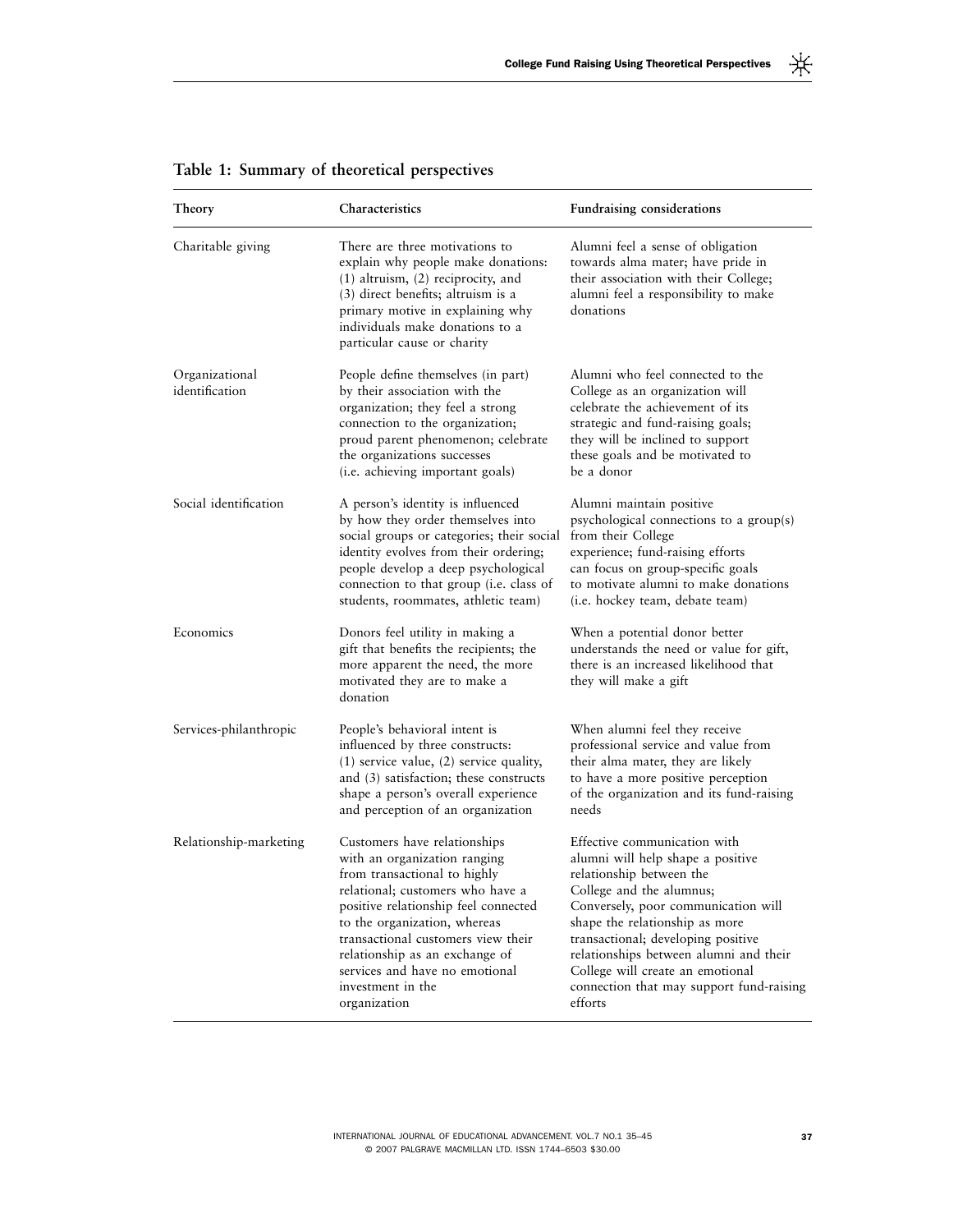**Table 1: Summary of theoretical perspectives**

| Theory | Characteristics | Fundraising considerations |
|---|---|---|
| Charitable giving | There are three motivations to explain why people make donations: (1) altruism, (2) reciprocity, and (3) direct benefits; altruism is a primary motive in explaining why individuals make donations to a particular cause or charity | Alumni feel a sense of obligation towards alma mater; have pride in their association with their College; alumni feel a responsibility to make donations |
| Organizational identification | People define themselves (in part) by their association with the organization; they feel a strong connection to the organization; proud parent phenomenon; celebrate the organizations successes (i.e. achieving important goals) | Alumni who feel connected to the College as an organization will celebrate the achievement of its strategic and fund-raising goals; they will be inclined to support these goals and be motivated to be a donor |
| Social identification | A person's identity is influenced by how they order themselves into social groups or categories; their social identity evolves from their ordering; people develop a deep psychological connection to that group (i.e. class of students, roommates, athletic team) | Alumni maintain positive psychological connections to a group(s) from their College experience; fund-raising efforts can focus on group-specific goals to motivate alumni to make donations (i.e. hockey team, debate team) |
| Economics | Donors feel utility in making a gift that benefits the recipients; the more apparent the need, the more motivated they are to make a donation | When a potential donor better understands the need or value for gift, there is an increased likelihood that they will make a gift |
| Services-philanthropic | People's behavioral intent is influenced by three constructs: (1) service value, (2) service quality, and (3) satisfaction; these constructs shape a person's overall experience and perception of an organization | When alumni feel they receive professional service and value from their alma mater, they are likely to have a more positive perception of the organization and its fund-raising needs |
| Relationship-marketing | Customers have relationships with an organization ranging from transactional to highly relational; customers who have a positive relationship feel connected to the organization, whereas transactional customers view their relationship as an exchange of services and have no emotional investment in the organization | Effective communication with alumni will help shape a positive relationship between the College and the alumnus; Conversely, poor communication will shape the relationship as more transactional; developing positive relationships between alumni and their College will create an emotional connection that may support fund-raising efforts |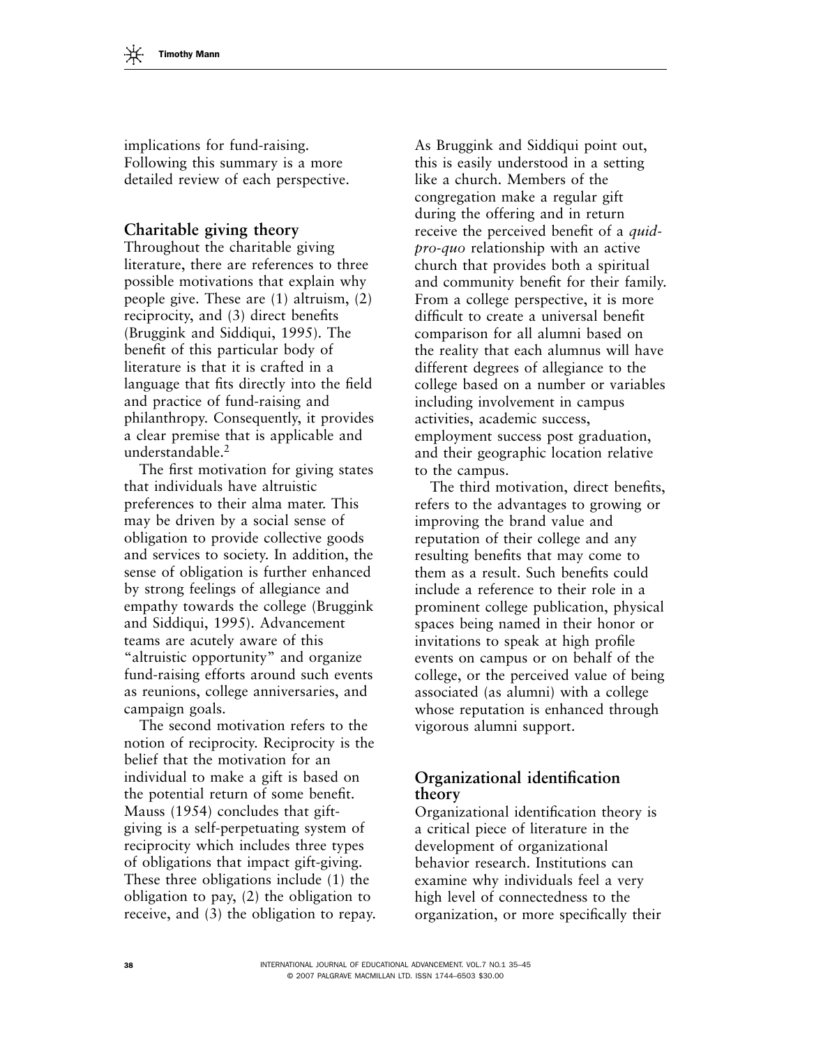implications for fund-raising. Following this summary is a more detailed review of each perspective.

## Charitable giving theory

Throughout the charitable giving literature, there are references to three possible motivations that explain why people give. These are (1) altruism, (2) reciprocity, and (3) direct benefits (Bruggink and Siddiqui, 1995). The benefit of this particular body of literature is that it is crafted in a language that fits directly into the field and practice of fund-raising and philanthropy. Consequently, it provides a clear premise that is applicable and understandable.[2]

The first motivation for giving states that individuals have altruistic preferences to their alma mater. This may be driven by a social sense of obligation to provide collective goods and services to society. In addition, the sense of obligation is further enhanced by strong feelings of allegiance and empathy towards the college (Bruggink and Siddiqui, 1995). Advancement teams are acutely aware of this "altruistic opportunity" and organize fund-raising efforts around such events as reunions, college anniversaries, and campaign goals.

The second motivation refers to the notion of reciprocity. Reciprocity is the belief that the motivation for an individual to make a gift is based on the potential return of some benefit. Mauss (1954) concludes that gift-giving is a self-perpetuating system of reciprocity which includes three types of obligations that impact gift-giving. These three obligations include (1) the obligation to pay, (2) the obligation to receive, and (3) the obligation to repay. As Bruggink and Siddiqui point out, this is easily understood in a setting like a church. Members of the congregation make a regular gift during the offering and in return receive the perceived benefit of a *quid-pro-quo* relationship with an active church that provides both a spiritual and community benefit for their family. From a college perspective, it is more difficult to create a universal benefit comparison for all alumni based on the reality that each alumnus will have different degrees of allegiance to the college based on a number or variables including involvement in campus activities, academic success, employment success post graduation, and their geographic location relative to the campus.

The third motivation, direct benefits, refers to the advantages to growing or improving the brand value and reputation of their college and any resulting benefits that may come to them as a result. Such benefits could include a reference to their role in a prominent college publication, physical spaces being named in their honor or invitations to speak at high profile events on campus or on behalf of the college, or the perceived value of being associated (as alumni) with a college whose reputation is enhanced through vigorous alumni support.

## Organizational identification theory

Organizational identification theory is a critical piece of literature in the development of organizational behavior research. Institutions can examine why individuals feel a very high level of connectedness to the organization, or more specifically their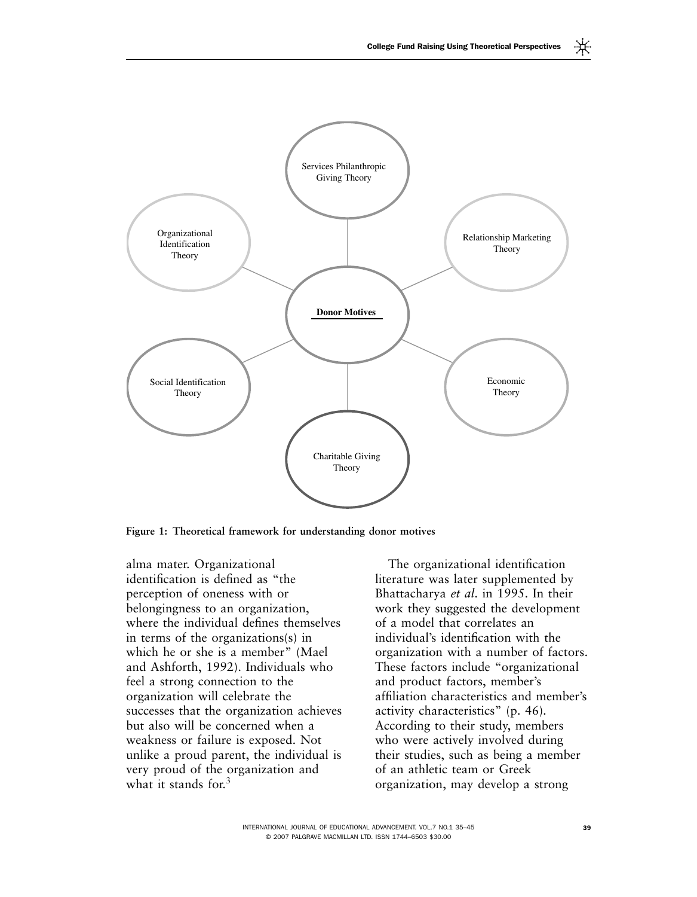Figure 1: Theoretical framework for understanding donor motives

alma mater. Organizational identification is defined as "the perception of oneness with or belongingness to an organization, where the individual defines themselves in terms of the organizations(s) in which he or she is a member" (Mael and Ashforth, 1992). Individuals who feel a strong connection to the organization will celebrate the successes that the organization achieves but also will be concerned when a weakness or failure is exposed. Not unlike a proud parent, the individual is very proud of the organization and what it stands for.[3]

The organizational identification literature was later supplemented by Bhattacharya *et al*. in 1995. In their work they suggested the development of a model that correlates an individual's identification with the organization with a number of factors. These factors include "organizational and product factors, member's affiliation characteristics and member's activity characteristics" (p. 46). According to their study, members who were actively involved during their studies, such as being a member of an athletic team or Greek organization, may develop a strong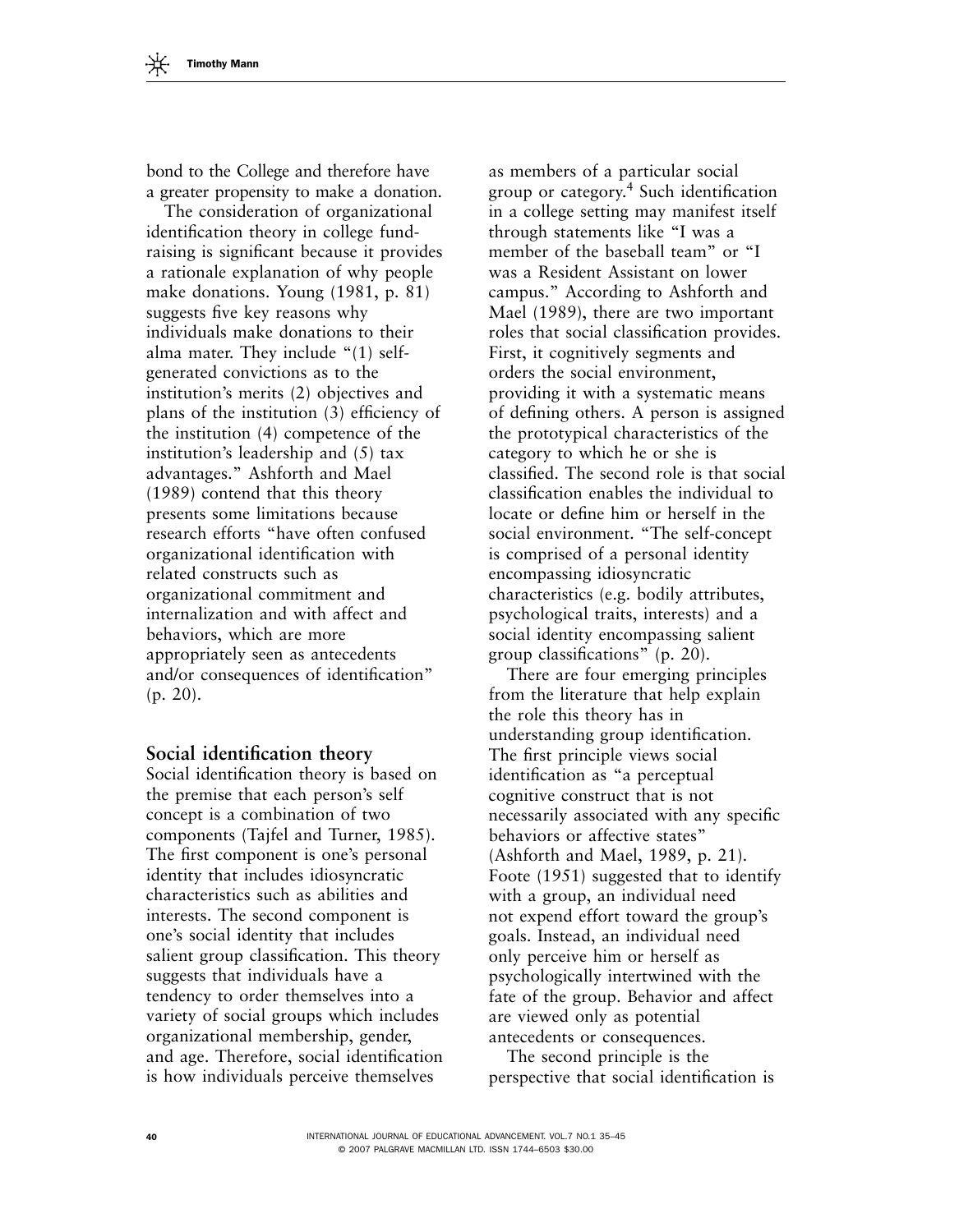bond to the College and therefore have a greater propensity to make a donation.

The consideration of organizational identification theory in college fund-raising is significant because it provides a rationale explanation of why people make donations. Young (1981, p. 81) suggests five key reasons why individuals make donations to their alma mater. They include "(1) self-generated convictions as to the institution's merits (2) objectives and plans of the institution (3) efficiency of the institution (4) competence of the institution's leadership and (5) tax advantages." Ashforth and Mael (1989) contend that this theory presents some limitations because research efforts "have often confused organizational identification with related constructs such as organizational commitment and internalization and with affect and behaviors, which are more appropriately seen as antecedents and/or consequences of identification" (p. 20).

## Social identification theory

Social identification theory is based on the premise that each person's self concept is a combination of two components (Tajfel and Turner, 1985). The first component is one's personal identity that includes idiosyncratic characteristics such as abilities and interests. The second component is one's social identity that includes salient group classification. This theory suggests that individuals have a tendency to order themselves into a variety of social groups which includes organizational membership, gender, and age. Therefore, social identification is how individuals perceive themselves as members of a particular social group or category.[4] Such identification in a college setting may manifest itself through statements like "I was a member of the baseball team" or "I was a Resident Assistant on lower campus." According to Ashforth and Mael (1989), there are two important roles that social classification provides. First, it cognitively segments and orders the social environment, providing it with a systematic means of defining others. A person is assigned the prototypical characteristics of the category to which he or she is classified. The second role is that social classification enables the individual to locate or define him or herself in the social environment. "The self-concept is comprised of a personal identity encompassing idiosyncratic characteristics (e.g. bodily attributes, psychological traits, interests) and a social identity encompassing salient group classifications" (p. 20).

There are four emerging principles from the literature that help explain the role this theory has in understanding group identification. The first principle views social identification as "a perceptual cognitive construct that is not necessarily associated with any specific behaviors or affective states" (Ashforth and Mael, 1989, p. 21). Foote (1951) suggested that to identify with a group, an individual need not expend effort toward the group's goals. Instead, an individual need only perceive him or herself as psychologically intertwined with the fate of the group. Behavior and affect are viewed only as potential antecedents or consequences.

The second principle is the perspective that social identification is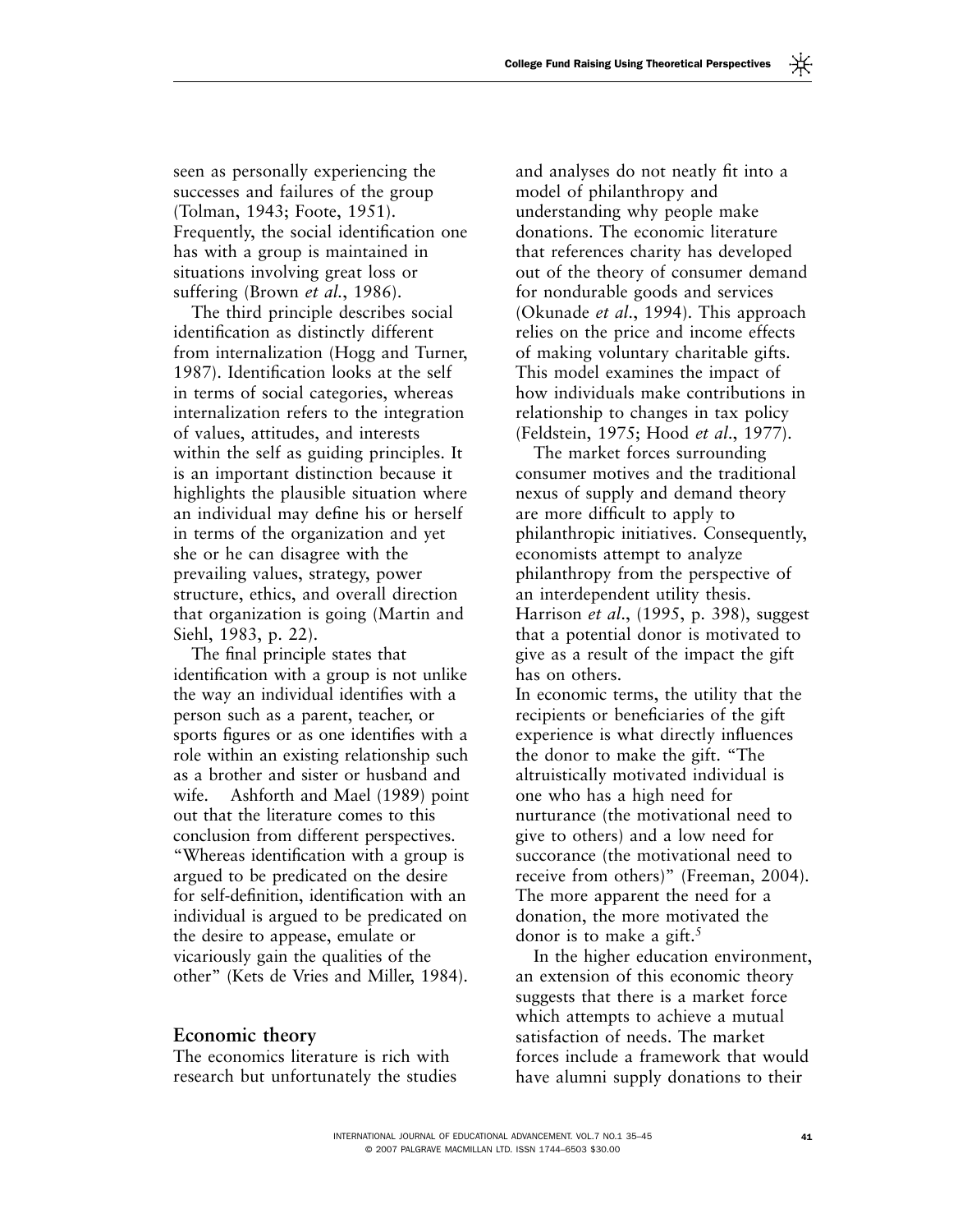seen as personally experiencing the successes and failures of the group (Tolman, 1943; Foote, 1951). Frequently, the social identification one has with a group is maintained in situations involving great loss or suffering (Brown *et al.*, 1986).

The third principle describes social identification as distinctly different from internalization (Hogg and Turner, 1987). Identification looks at the self in terms of social categories, whereas internalization refers to the integration of values, attitudes, and interests within the self as guiding principles. It is an important distinction because it highlights the plausible situation where an individual may define his or herself in terms of the organization and yet she or he can disagree with the prevailing values, strategy, power structure, ethics, and overall direction that organization is going (Martin and Siehl, 1983, p. 22).

The final principle states that identification with a group is not unlike the way an individual identifies with a person such as a parent, teacher, or sports figures or as one identifies with a role within an existing relationship such as a brother and sister or husband and wife. Ashforth and Mael (1989) point out that the literature comes to this conclusion from different perspectives. "Whereas identification with a group is argued to be predicated on the desire for self-definition, identification with an individual is argued to be predicated on the desire to appease, emulate or vicariously gain the qualities of the other" (Kets de Vries and Miller, 1984).

## Economic theory

The economics literature is rich with research but unfortunately the studies and analyses do not neatly fit into a model of philanthropy and understanding why people make donations. The economic literature that references charity has developed out of the theory of consumer demand for nondurable goods and services (Okunade *et al.*, 1994). This approach relies on the price and income effects of making voluntary charitable gifts. This model examines the impact of how individuals make contributions in relationship to changes in tax policy (Feldstein, 1975; Hood *et al.*, 1977).

The market forces surrounding consumer motives and the traditional nexus of supply and demand theory are more difficult to apply to philanthropic initiatives. Consequently, economists attempt to analyze philanthropy from the perspective of an interdependent utility thesis. Harrison *et al.*, (1995, p. 398), suggest that a potential donor is motivated to give as a result of the impact the gift has on others.

In economic terms, the utility that the recipients or beneficiaries of the gift experience is what directly influences the donor to make the gift. "The altruistically motivated individual is one who has a high need for nurturance (the motivational need to give to others) and a low need for succorance (the motivational need to receive from others)" (Freeman, 2004). The more apparent the need for a donation, the more motivated the donor is to make a gift.[5]

In the higher education environment, an extension of this economic theory suggests that there is a market force which attempts to achieve a mutual satisfaction of needs. The market forces include a framework that would have alumni supply donations to their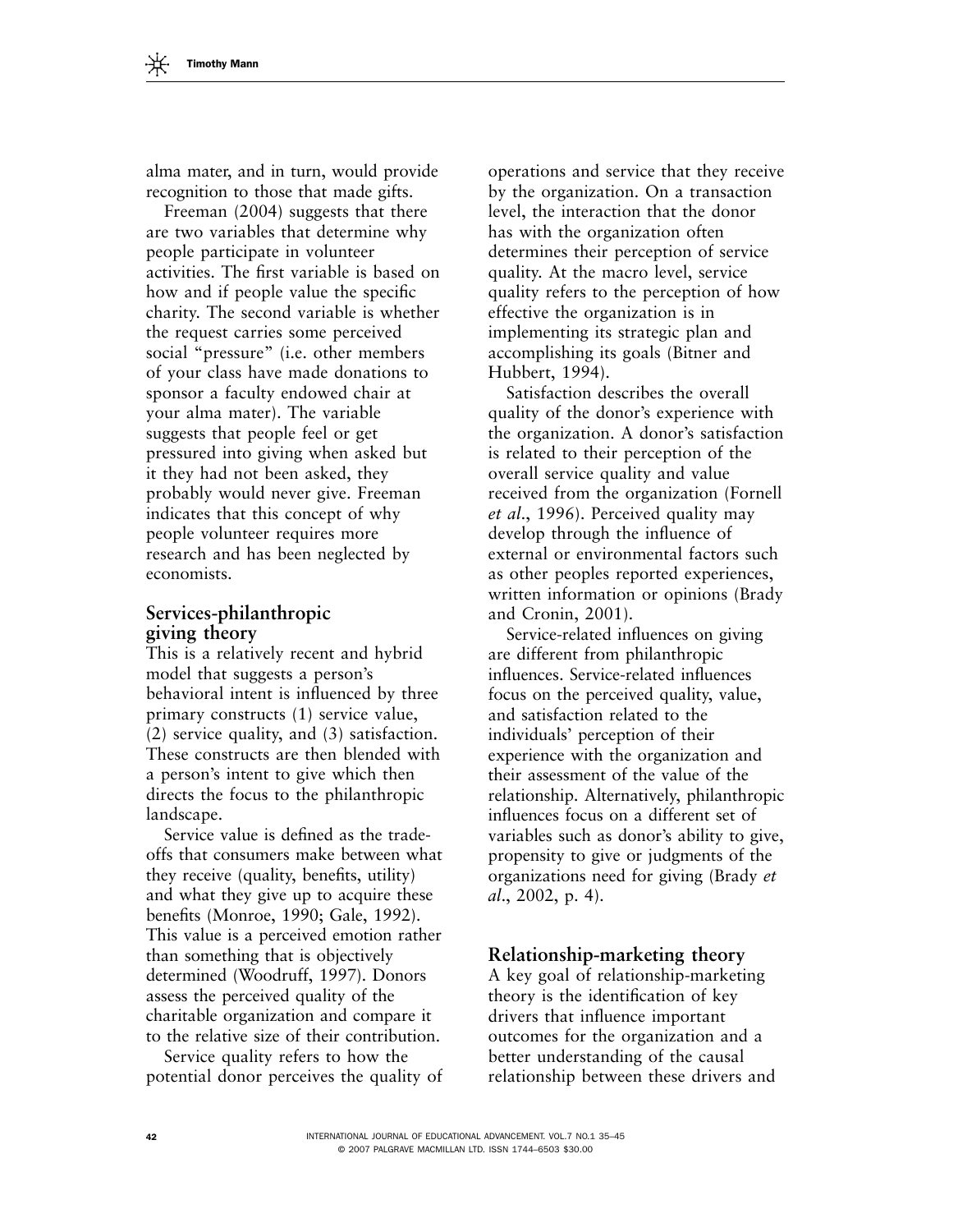alma mater, and in turn, would provide recognition to those that made gifts.

Freeman (2004) suggests that there are two variables that determine why people participate in volunteer activities. The first variable is based on how and if people value the specific charity. The second variable is whether the request carries some perceived social "pressure" (i.e. other members of your class have made donations to sponsor a faculty endowed chair at your alma mater). The variable suggests that people feel or get pressured into giving when asked but it they had not been asked, they probably would never give. Freeman indicates that this concept of why people volunteer requires more research and has been neglected by economists.

## Services-philanthropic giving theory

This is a relatively recent and hybrid model that suggests a person's behavioral intent is influenced by three primary constructs (1) service value, (2) service quality, and (3) satisfaction. These constructs are then blended with a person's intent to give which then directs the focus to the philanthropic landscape.

Service value is defined as the trade-offs that consumers make between what they receive (quality, benefits, utility) and what they give up to acquire these benefits (Monroe, 1990; Gale, 1992). This value is a perceived emotion rather than something that is objectively determined (Woodruff, 1997). Donors assess the perceived quality of the charitable organization and compare it to the relative size of their contribution.

Service quality refers to how the potential donor perceives the quality of operations and service that they receive by the organization. On a transaction level, the interaction that the donor has with the organization often determines their perception of service quality. At the macro level, service quality refers to the perception of how effective the organization is in implementing its strategic plan and accomplishing its goals (Bitner and Hubbert, 1994).

Satisfaction describes the overall quality of the donor's experience with the organization. A donor's satisfaction is related to their perception of the overall service quality and value received from the organization (Fornell *et al*., 1996). Perceived quality may develop through the influence of external or environmental factors such as other peoples reported experiences, written information or opinions (Brady and Cronin, 2001).

Service-related influences on giving are different from philanthropic influences. Service-related influences focus on the perceived quality, value, and satisfaction related to the individuals' perception of their experience with the organization and their assessment of the value of the relationship. Alternatively, philanthropic influences focus on a different set of variables such as donor's ability to give, propensity to give or judgments of the organizations need for giving (Brady *et al*., 2002, p. 4).

## Relationship-marketing theory

A key goal of relationship-marketing theory is the identification of key drivers that influence important outcomes for the organization and a better understanding of the causal relationship between these drivers and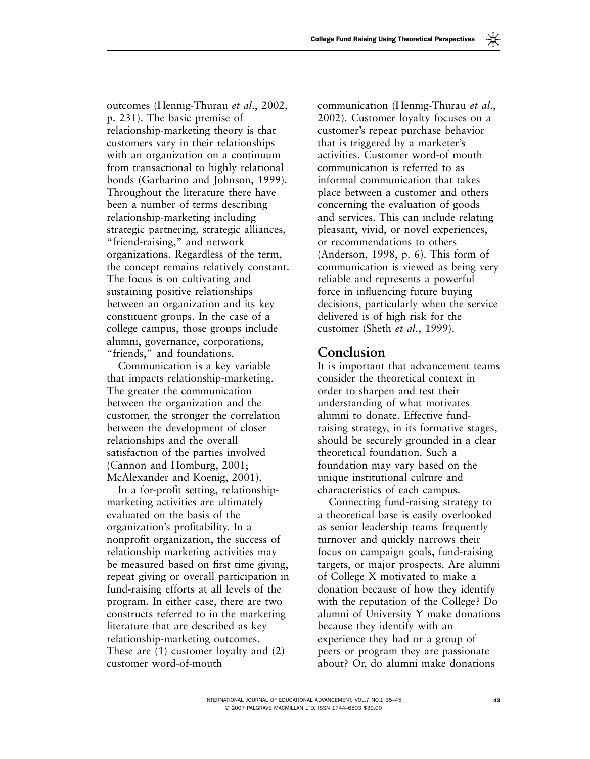outcomes (Hennig-Thurau *et al*., 2002, p. 231). The basic premise of relationship-marketing theory is that customers vary in their relationships with an organization on a continuum from transactional to highly relational bonds (Garbarino and Johnson, 1999). Throughout the literature there have been a number of terms describing relationship-marketing including strategic partnering, strategic alliances, "friend-raising," and network organizations. Regardless of the term, the concept remains relatively constant. The focus is on cultivating and sustaining positive relationships between an organization and its key constituent groups. In the case of a college campus, those groups include alumni, governance, corporations, "friends," and foundations.

Communication is a key variable that impacts relationship-marketing. The greater the communication between the organization and the customer, the stronger the correlation between the development of closer relationships and the overall satisfaction of the parties involved (Cannon and Homburg, 2001; McAlexander and Koenig, 2001).

In a for-profit setting, relationship-marketing activities are ultimately evaluated on the basis of the organization's profitability. In a nonprofit organization, the success of relationship marketing activities may be measured based on first time giving, repeat giving or overall participation in fund-raising efforts at all levels of the program. In either case, there are two constructs referred to in the marketing literature that are described as key relationship-marketing outcomes. These are (1) customer loyalty and (2) customer word-of-mouth communication (Hennig-Thurau *et al*., 2002). Customer loyalty focuses on a customer's repeat purchase behavior that is triggered by a marketer's activities. Customer word-of mouth communication is referred to as informal communication that takes place between a customer and others concerning the evaluation of goods and services. This can include relating pleasant, vivid, or novel experiences, or recommendations to others (Anderson, 1998, p. 6). This form of communication is viewed as being very reliable and represents a powerful force in influencing future buying decisions, particularly when the service delivered is of high risk for the customer (Sheth *et al*., 1999).

## Conclusion

It is important that advancement teams consider the theoretical context in order to sharpen and test their understanding of what motivates alumni to donate. Effective fund-raising strategy, in its formative stages, should be securely grounded in a clear theoretical foundation. Such a foundation may vary based on the unique institutional culture and characteristics of each campus.

Connecting fund-raising strategy to a theoretical base is easily overlooked as senior leadership teams frequently turnover and quickly narrows their focus on campaign goals, fund-raising targets, or major prospects. Are alumni of College X motivated to make a donation because of how they identify with the reputation of the College? Do alumni of University Y make donations because they identify with an experience they had or a group of peers or program they are passionate about? Or, do alumni make donations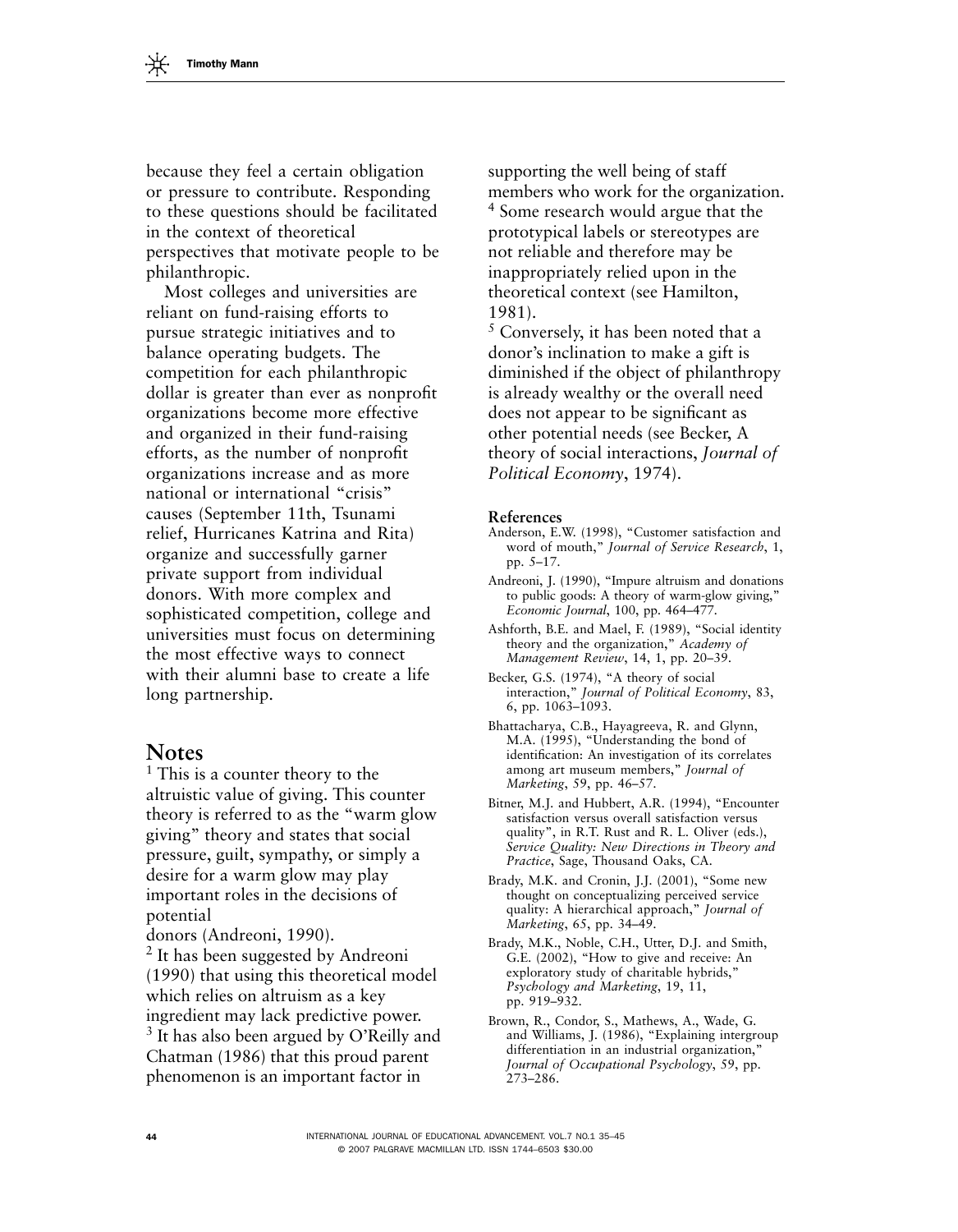because they feel a certain obligation or pressure to contribute. Responding to these questions should be facilitated in the context of theoretical perspectives that motivate people to be philanthropic.

Most colleges and universities are reliant on fund-raising efforts to pursue strategic initiatives and to balance operating budgets. The competition for each philanthropic dollar is greater than ever as nonprofit organizations become more effective and organized in their fund-raising efforts, as the number of nonprofit organizations increase and as more national or international "crisis" causes (September 11th, Tsunami relief, Hurricanes Katrina and Rita) organize and successfully garner private support from individual donors. With more complex and sophisticated competition, college and universities must focus on determining the most effective ways to connect with their alumni base to create a life long partnership.

## Notes

[1] This is a counter theory to the altruistic value of giving. This counter theory is referred to as the "warm glow giving" theory and states that social pressure, guilt, sympathy, or simply a desire for a warm glow may play important roles in the decisions of potential donors (Andreoni, 1990).

[2] It has been suggested by Andreoni (1990) that using this theoretical model which relies on altruism as a key ingredient may lack predictive power.

[3] It has also been argued by O'Reilly and Chatman (1986) that this proud parent phenomenon is an important factor in supporting the well being of staff members who work for the organization.

[4] Some research would argue that the prototypical labels or stereotypes are not reliable and therefore may be inappropriately relied upon in the theoretical context (see Hamilton, 1981).

[5] Conversely, it has been noted that a donor's inclination to make a gift is diminished if the object of philanthropy is already wealthy or the overall need does not appear to be significant as other potential needs (see Becker, A theory of social interactions, *Journal of Political Economy*, 1974).

### References

Anderson, E.W. (1998), "Customer satisfaction and word of mouth," *Journal of Service Research*, 1, pp. 5–17.

Andreoni, J. (1990), "Impure altruism and donations to public goods: A theory of warm-glow giving," *Economic Journal*, 100, pp. 464–477.

Ashforth, B.E. and Mael, F. (1989), "Social identity theory and the organization," *Academy of Management Review*, 14, 1, pp. 20–39.

Becker, G.S. (1974), "A theory of social interaction," *Journal of Political Economy*, 83, 6, pp. 1063–1093.

Bhattacharya, C.B., Hayagreeva, R. and Glynn, M.A. (1995), "Understanding the bond of identification: An investigation of its correlates among art museum members," *Journal of Marketing*, 59, pp. 46–57.

Bitner, M.J. and Hubbert, A.R. (1994), "Encounter satisfaction versus overall satisfaction versus quality", in R.T. Rust and R. L. Oliver (eds.), *Service Quality: New Directions in Theory and Practice*, Sage, Thousand Oaks, CA.

Brady, M.K. and Cronin, J.J. (2001), "Some new thought on conceptualizing perceived service quality: A hierarchical approach," *Journal of Marketing*, 65, pp. 34–49.

Brady, M.K., Noble, C.H., Utter, D.J. and Smith, G.E. (2002), "How to give and receive: An exploratory study of charitable hybrids," *Psychology and Marketing*, 19, 11, pp. 919–932.

Brown, R., Condor, S., Mathews, A., Wade, G. and Williams, J. (1986), "Explaining intergroup differentiation in an industrial organization," *Journal of Occupational Psychology*, 59, pp. 273–286.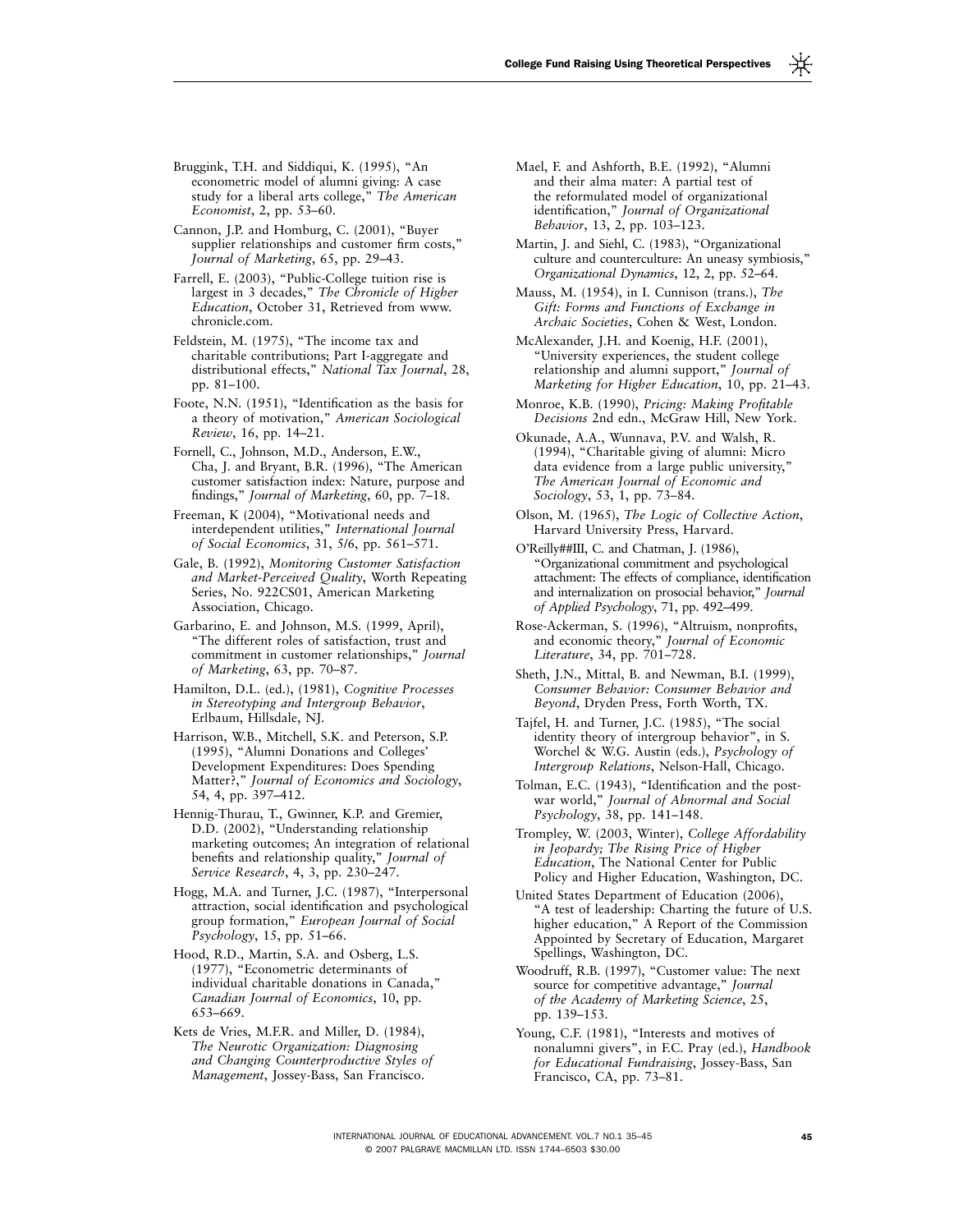Bruggink, T.H. and Siddiqui, K. (1995), "An econometric model of alumni giving: A case study for a liberal arts college," *The American Economist*, 2, pp. 53–60.

Cannon, J.P. and Homburg, C. (2001), "Buyer supplier relationships and customer firm costs," *Journal of Marketing*, 65, pp. 29–43.

Farrell, E. (2003), "Public-College tuition rise is largest in 3 decades," *The Chronicle of Higher Education*, October 31, Retrieved from www.chronicle.com.

Feldstein, M. (1975), "The income tax and charitable contributions; Part I-aggregate and distributional effects," *National Tax Journal*, 28, pp. 81–100.

Foote, N.N. (1951), "Identification as the basis for a theory of motivation," *American Sociological Review*, 16, pp. 14–21.

Fornell, C., Johnson, M.D., Anderson, E.W., Cha, J. and Bryant, B.R. (1996), "The American customer satisfaction index: Nature, purpose and findings," *Journal of Marketing*, 60, pp. 7–18.

Freeman, K (2004), "Motivational needs and interdependent utilities," *International Journal of Social Economics*, 31, 5/6, pp. 561–571.

Gale, B. (1992), *Monitoring Customer Satisfaction and Market-Perceived Quality*, Worth Repeating Series, No. 922CS01, American Marketing Association, Chicago.

Garbarino, E. and Johnson, M.S. (1999, April), "The different roles of satisfaction, trust and commitment in customer relationships," *Journal of Marketing*, 63, pp. 70–87.

Hamilton, D.L. (ed.), (1981), *Cognitive Processes in Stereotyping and Intergroup Behavior*, Erlbaum, Hillsdale, NJ.

Harrison, W.B., Mitchell, S.K. and Peterson, S.P. (1995), "Alumni Donations and Colleges' Development Expenditures: Does Spending Matter?," *Journal of Economics and Sociology*, 54, 4, pp. 397–412.

Hennig-Thurau, T., Gwinner, K.P. and Gremier, D.D. (2002), "Understanding relationship marketing outcomes; An integration of relational benefits and relationship quality," *Journal of Service Research*, 4, 3, pp. 230–247.

Hogg, M.A. and Turner, J.C. (1987), "Interpersonal attraction, social identification and psychological group formation," *European Journal of Social Psychology*, 15, pp. 51–66.

Hood, R.D., Martin, S.A. and Osberg, L.S. (1977), "Econometric determinants of individual charitable donations in Canada," *Canadian Journal of Economics*, 10, pp. 653–669.

Kets de Vries, M.F.R. and Miller, D. (1984), *The Neurotic Organization: Diagnosing and Changing Counterproductive Styles of Management*, Jossey-Bass, San Francisco.

Mael, F. and Ashforth, B.E. (1992), "Alumni and their alma mater: A partial test of the reformulated model of organizational identification," *Journal of Organizational Behavior*, 13, 2, pp. 103–123.

Martin, J. and Siehl, C. (1983), "Organizational culture and counterculture: An uneasy symbiosis," *Organizational Dynamics*, 12, 2, pp. 52–64.

Mauss, M. (1954), in I. Cunnison (trans.), *The Gift: Forms and Functions of Exchange in Archaic Societies*, Cohen & West, London.

McAlexander, J.H. and Koenig, H.F. (2001), "University experiences, the student college relationship and alumni support," *Journal of Marketing for Higher Education*, 10, pp. 21–43.

Monroe, K.B. (1990), *Pricing: Making Profitable Decisions* 2nd edn., McGraw Hill, New York.

Okunade, A.A., Wunnava, P.V. and Walsh, R. (1994), "Charitable giving of alumni: Micro data evidence from a large public university," *The American Journal of Economic and Sociology*, 53, 1, pp. 73–84.

Olson, M. (1965), *The Logic of Collective Action*, Harvard University Press, Harvard.

O'Reilly##III, C. and Chatman, J. (1986), "Organizational commitment and psychological attachment: The effects of compliance, identification and internalization on prosocial behavior," *Journal of Applied Psychology*, 71, pp. 492–499.

Rose-Ackerman, S. (1996), "Altruism, nonprofits, and economic theory," *Journal of Economic Literature*, 34, pp. 701–728.

Sheth, J.N., Mittal, B. and Newman, B.I. (1999), *Consumer Behavior: Consumer Behavior and Beyond*, Dryden Press, Forth Worth, TX.

Tajfel, H. and Turner, J.C. (1985), "The social identity theory of intergroup behavior", in S. Worchel & W.G. Austin (eds.), *Psychology of Intergroup Relations*, Nelson-Hall, Chicago.

Tolman, E.C. (1943), "Identification and the post-war world," *Journal of Abnormal and Social Psychology*, 38, pp. 141–148.

Trompley, W. (2003, Winter), *College Affordability in Jeopardy; The Rising Price of Higher Education*, The National Center for Public Policy and Higher Education, Washington, DC.

United States Department of Education (2006), "A test of leadership: Charting the future of U.S. higher education," A Report of the Commission Appointed by Secretary of Education, Margaret Spellings, Washington, DC.

Woodruff, R.B. (1997), "Customer value: The next source for competitive advantage," *Journal of the Academy of Marketing Science*, 25, pp. 139–153.

Young, C.F. (1981), "Interests and motives of nonalumni givers", in F.C. Pray (ed.), *Handbook for Educational Fundraising*, Jossey-Bass, San Francisco, CA, pp. 73–81.